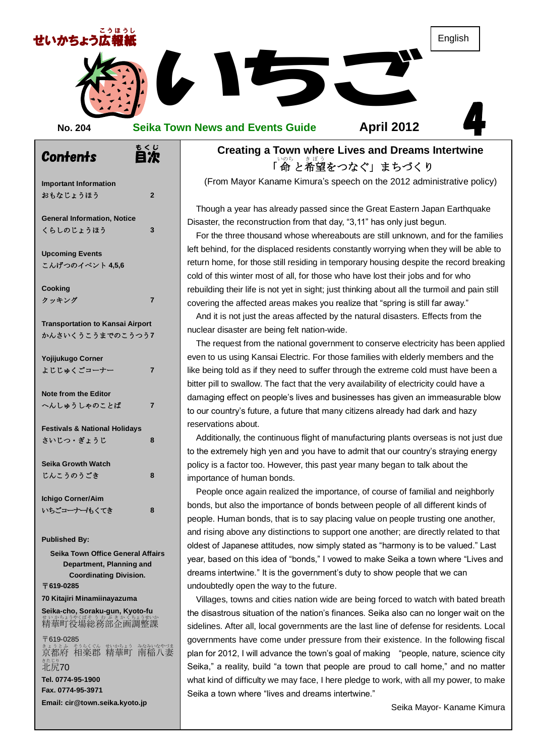せいかちょう広報紙

# いちご

English

**No. 204** **Seika Town News and Events Guide** **April 2012**

4

## Contents 目次

| | |
|---|---|
| **Important Information** おもなじょうほう | 2 |
| **General Information, Notice** くらしのじょうほう | 3 |
| **Upcoming Events** こんげつのイベント | 4,5,6 |
| **Cooking** クッキング | 7 |
| **Transportation to Kansai Airport** かんさいくうこうまでのこうつう | 7 |
| **Yojijukugo Corner** よじじゅくごコーナー | 7 |
| **Note from the Editor** へんしゅうしゃのことば | 7 |
| **Festivals & National Holidays** さいじつ・ぎょうじ | 8 |
| **Seika Growth Watch** じんこうのうごき | 8 |
| **Ichigo Corner/Aim** いちごコーナー/もくてき | 8 |

**Published By:**

**Seika Town Office General Affairs Department, Planning and Coordinating Division.**

**〒619-0285**

**70 Kitajiri Minamiinayazuma**

**Seika-cho, Soraku-gun, Kyoto-fu**

精華町役場総務部企画調整課

〒619-0285

京都府 相楽郡 精華町 南稲八妻 北尻70

**Tel. 0774-95-1900**

**Fax. 0774-95-3971**

**Email: cir@town.seika.kyoto.jp**

## Creating a Town where Lives and Dreams Intertwine

「命と希望をつなぐ」まちづくり

(From Mayor Kaname Kimura's speech on the 2012 administrative policy)

Though a year has already passed since the Great Eastern Japan Earthquake Disaster, the reconstruction from that day, "3,11" has only just begun.

For the three thousand whose whereabouts are still unknown, and for the families left behind, for the displaced residents constantly worrying when they will be able to return home, for those still residing in temporary housing despite the record breaking cold of this winter most of all, for those who have lost their jobs and for who rebuilding their life is not yet in sight; just thinking about all the turmoil and pain still covering the affected areas makes you realize that "spring is still far away."

And it is not just the areas affected by the natural disasters. Effects from the nuclear disaster are being felt nation-wide.

The request from the national government to conserve electricity has been applied even to us using Kansai Electric. For those families with elderly members and the like being told as if they need to suffer through the extreme cold must have been a bitter pill to swallow. The fact that the very availability of electricity could have a damaging effect on people's lives and businesses has given an immeasurable blow to our country's future, a future that many citizens already had dark and hazy reservations about.

Additionally, the continuous flight of manufacturing plants overseas is not just due to the extremely high yen and you have to admit that our country's straying energy policy is a factor too. However, this past year many began to talk about the importance of human bonds.

People once again realized the importance, of course of familial and neighborly bonds, but also the importance of bonds between people of all different kinds of people. Human bonds, that is to say placing value on people trusting one another, and rising above any distinctions to support one another; are directly related to that oldest of Japanese attitudes, now simply stated as "harmony is to be valued." Last year, based on this idea of "bonds," I vowed to make Seika a town where "Lives and dreams intertwine." It is the government's duty to show people that we can undoubtedly open the way to the future.

Villages, towns and cities nation wide are being forced to watch with bated breath the disastrous situation of the nation's finances. Seika also can no longer wait on the sidelines. After all, local governments are the last line of defense for residents. Local governments have come under pressure from their existence. In the following fiscal plan for 2012, I will advance the town's goal of making "people, nature, science city Seika," a reality, build "a town that people are proud to call home," and no matter what kind of difficulty we may face, I here pledge to work, with all my power, to make Seika a town where "lives and dreams intertwine."

Seika Mayor- Kaname Kimura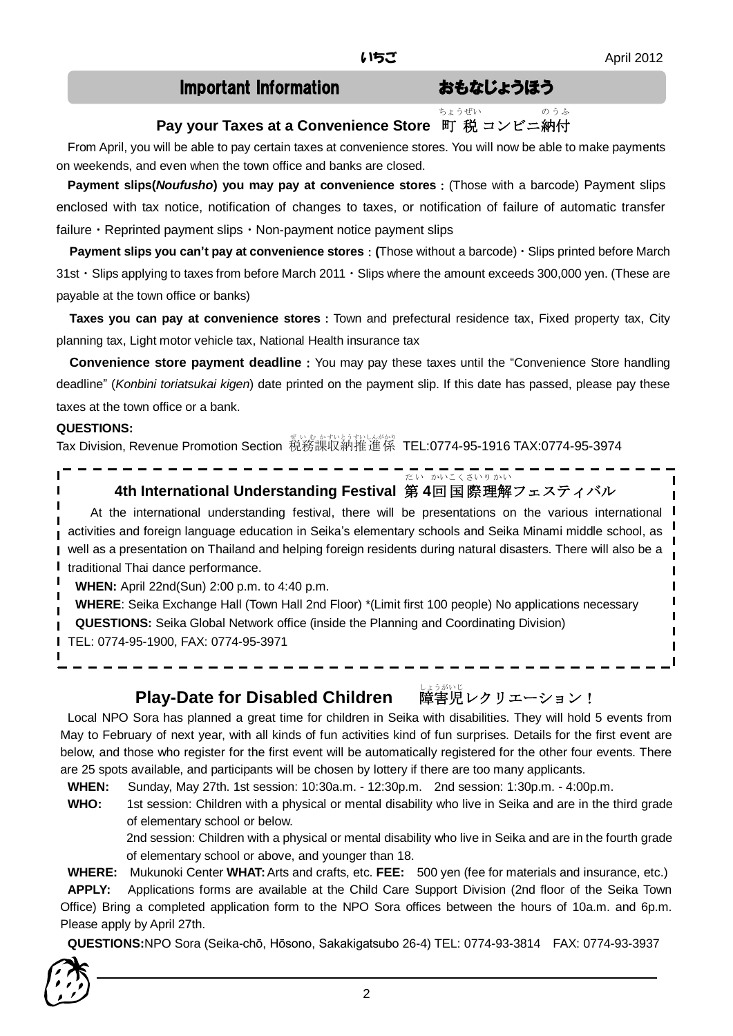## Important Information　　おもなじょうほう

### Pay your Taxes at a Convenience Store 町税コンビニ納付

From April, you will be able to pay certain taxes at convenience stores. You will now be able to make payments on weekends, and even when the town office and banks are closed.

**Payment slips(*Noufusho*) you may pay at convenience stores**：(Those with a barcode) Payment slips enclosed with tax notice, notification of changes to taxes, or notification of failure of automatic transfer failure・Reprinted payment slips・Non-payment notice payment slips

**Payment slips you can't pay at convenience stores**：(Those without a barcode)・Slips printed before March 31st・Slips applying to taxes from before March 2011・Slips where the amount exceeds 300,000 yen. (These are payable at the town office or banks)

**Taxes you can pay at convenience stores**：Town and prefectural residence tax, Fixed property tax, City planning tax, Light motor vehicle tax, National Health insurance tax

**Convenience store payment deadline**：You may pay these taxes until the "Convenience Store handling deadline" (*Konbini toriatsukai kigen*) date printed on the payment slip. If this date has passed, please pay these taxes at the town office or a bank.

**QUESTIONS:**
Tax Division, Revenue Promotion Section 税務課収納推進係 TEL:0774-95-1916 TAX:0774-95-3974

### 4th International Understanding Festival 第4回国際理解フェスティバル

At the international understanding festival, there will be presentations on the various international activities and foreign language education in Seika's elementary schools and Seika Minami middle school, as well as a presentation on Thailand and helping foreign residents during natural disasters. There will also be a traditional Thai dance performance.

**WHEN:** April 22nd(Sun) 2:00 p.m. to 4:40 p.m.

**WHERE**: Seika Exchange Hall (Town Hall 2nd Floor) *(Limit first 100 people) No applications necessary

**QUESTIONS:** Seika Global Network office (inside the Planning and Coordinating Division)
TEL: 0774-95-1900, FAX: 0774-95-3971

### Play-Date for Disabled Children 障害児レクリエーション！

Local NPO Sora has planned a great time for children in Seika with disabilities. They will hold 5 events from May to February of next year, with all kinds of fun activities kind of fun surprises. Details for the first event are below, and those who register for the first event will be automatically registered for the other four events. There are 25 spots available, and participants will be chosen by lottery if there are too many applicants.

**WHEN:** Sunday, May 27th. 1st session: 10:30a.m. - 12:30p.m.　2nd session: 1:30p.m. - 4:00p.m.

**WHO:** 1st session: Children with a physical or mental disability who live in Seika and are in the third grade of elementary school or below.
2nd session: Children with a physical or mental disability who live in Seika and are in the fourth grade of elementary school or above, and younger than 18.

**WHERE:** Mukunoki Center **WHAT:** Arts and crafts, etc. **FEE:** 500 yen (fee for materials and insurance, etc.)

**APPLY:** Applications forms are available at the Child Care Support Division (2nd floor of the Seika Town Office) Bring a completed application form to the NPO Sora offices between the hours of 10a.m. and 6p.m. Please apply by April 27th.

**QUESTIONS:** NPO Sora (Seika-chō, Hōsono, Sakakigatsubo 26-4) TEL: 0774-93-3814　FAX: 0774-93-3937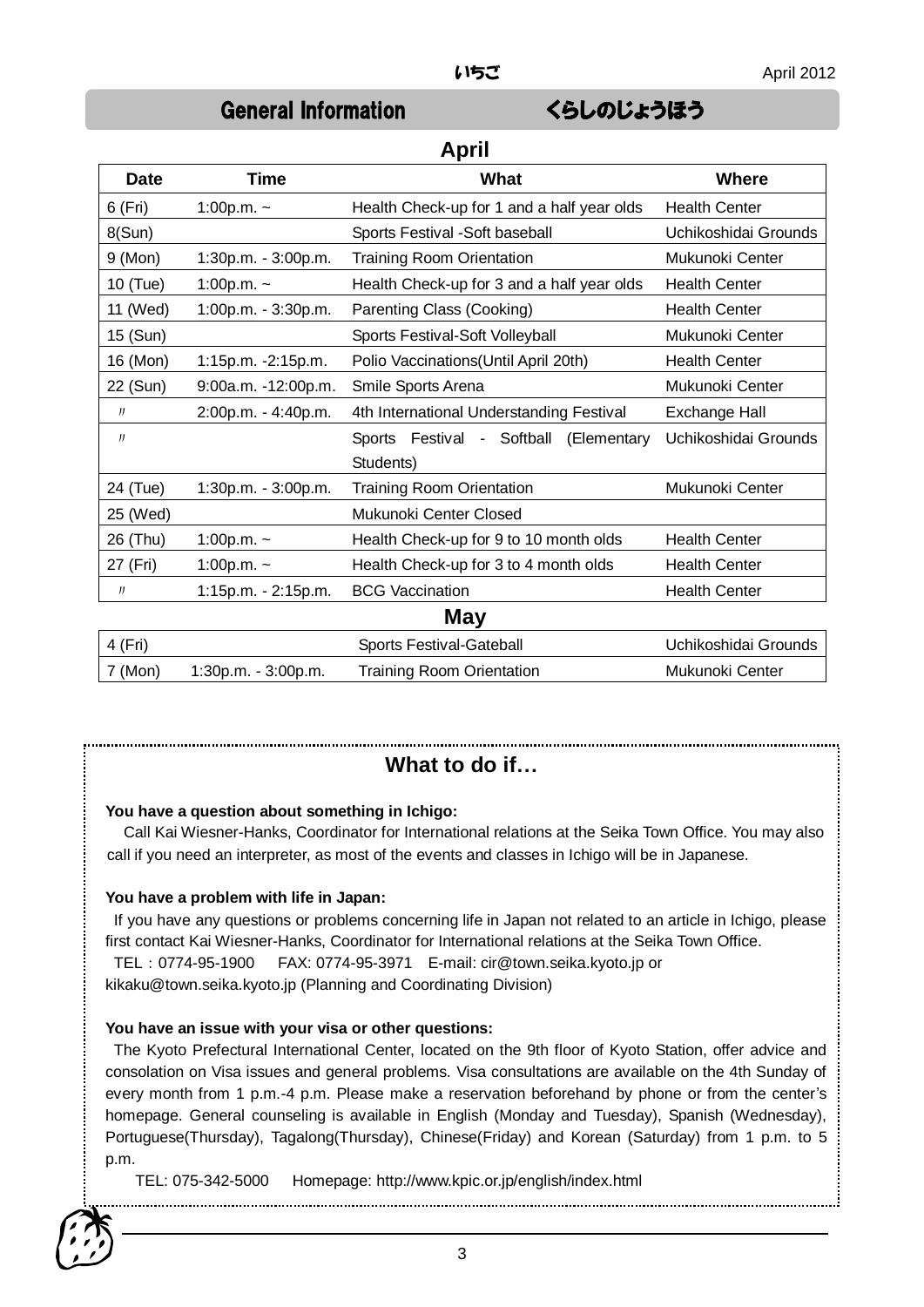## General Information　　　くらしのじょうほう

### April

| Date | Time | What | Where |
|---|---|---|---|
| 6 (Fri) | 1:00p.m. ~ | Health Check-up for 1 and a half year olds | Health Center |
| 8(Sun) | | Sports Festival -Soft baseball | Uchikoshidai Grounds |
| 9 (Mon) | 1:30p.m. - 3:00p.m. | Training Room Orientation | Mukunoki Center |
| 10 (Tue) | 1:00p.m. ~ | Health Check-up for 3 and a half year olds | Health Center |
| 11 (Wed) | 1:00p.m. - 3:30p.m. | Parenting Class (Cooking) | Health Center |
| 15 (Sun) | | Sports Festival-Soft Volleyball | Mukunoki Center |
| 16 (Mon) | 1:15p.m. -2:15p.m. | Polio Vaccinations(Until April 20th) | Health Center |
| 22 (Sun) | 9:00a.m. -12:00p.m. | Smile Sports Arena | Mukunoki Center |
| 〃 | 2:00p.m. - 4:40p.m. | 4th International Understanding Festival | Exchange Hall |
| 〃 | | Sports Festival - Softball (Elementary Students) | Uchikoshidai Grounds |
| 24 (Tue) | 1:30p.m. - 3:00p.m. | Training Room Orientation | Mukunoki Center |
| 25 (Wed) | | Mukunoki Center Closed | |
| 26 (Thu) | 1:00p.m. ~ | Health Check-up for 9 to 10 month olds | Health Center |
| 27 (Fri) | 1:00p.m. ~ | Health Check-up for 3 to 4 month olds | Health Center |
| 〃 | 1:15p.m. - 2:15p.m. | BCG Vaccination | Health Center |

### May

| Date | Time | What | Where |
|---|---|---|---|
| 4 (Fri) | | Sports Festival-Gateball | Uchikoshidai Grounds |
| 7 (Mon) | 1:30p.m. - 3:00p.m. | Training Room Orientation | Mukunoki Center |

## What to do if…

**You have a question about something in Ichigo:**

Call Kai Wiesner-Hanks, Coordinator for International relations at the Seika Town Office. You may also call if you need an interpreter, as most of the events and classes in Ichigo will be in Japanese.

**You have a problem with life in Japan:**

If you have any questions or problems concerning life in Japan not related to an article in Ichigo, please first contact Kai Wiesner-Hanks, Coordinator for International relations at the Seika Town Office.

TEL：0774-95-1900　FAX: 0774-95-3971　E-mail: cir@town.seika.kyoto.jp or kikaku@town.seika.kyoto.jp (Planning and Coordinating Division)

**You have an issue with your visa or other questions:**

The Kyoto Prefectural International Center, located on the 9th floor of Kyoto Station, offer advice and consolation on Visa issues and general problems. Visa consultations are available on the 4th Sunday of every month from 1 p.m.-4 p.m. Please make a reservation beforehand by phone or from the center's homepage. General counseling is available in English (Monday and Tuesday), Spanish (Wednesday), Portuguese(Thursday), Tagalong(Thursday), Chinese(Friday) and Korean (Saturday) from 1 p.m. to 5 p.m.

TEL: 075-342-5000　Homepage: http://www.kpic.or.jp/english/index.html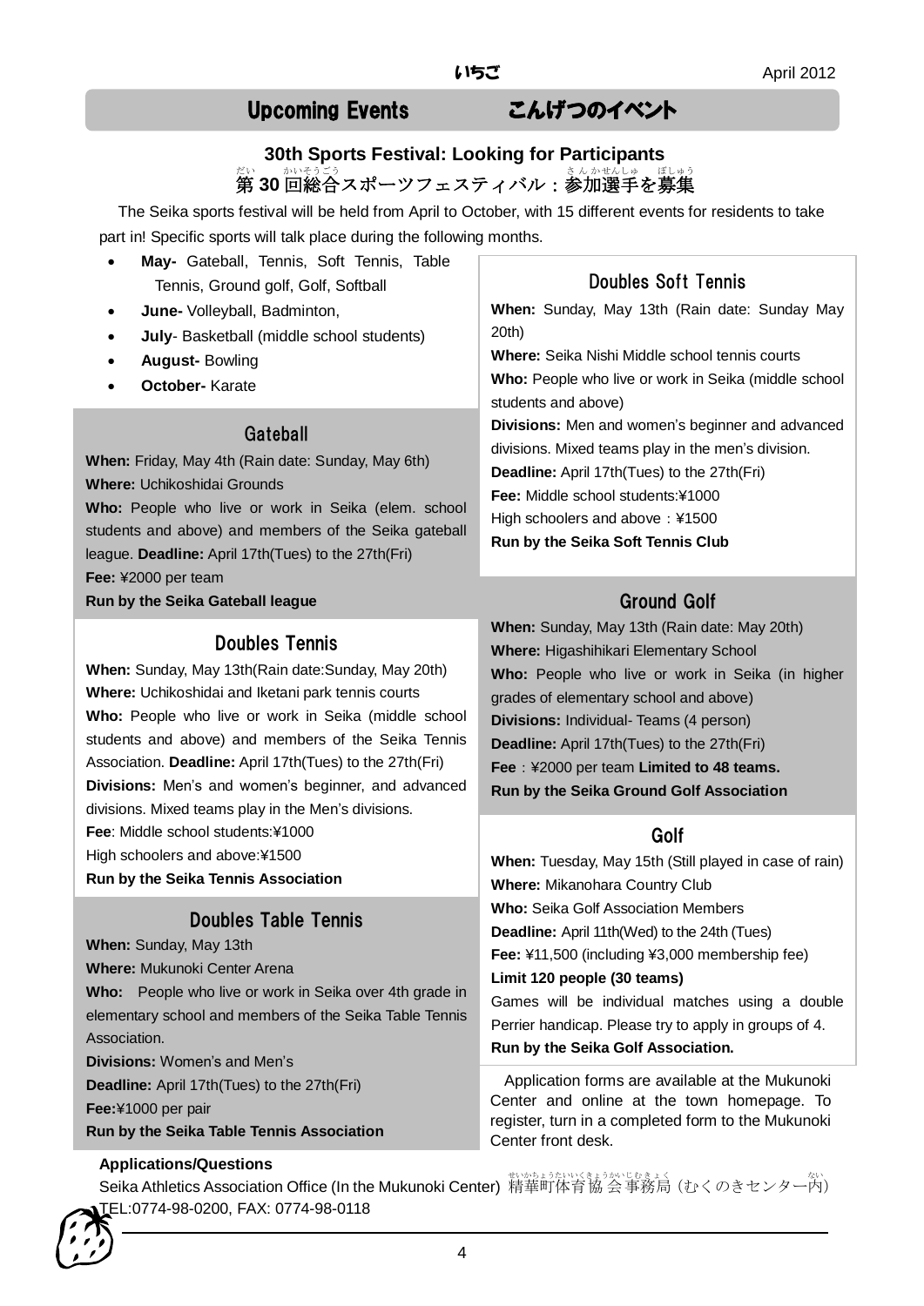## Upcoming Events　こんげつのイベント

### 30th Sports Festival: Looking for Participants

### 第30回総合スポーツフェスティバル：参加選手を募集

The Seika sports festival will be held from April to October, with 15 different events for residents to take part in! Specific sports will talk place during the following months.

- **May-** Gateball, Tennis, Soft Tennis, Table Tennis, Ground golf, Golf, Softball
- **June-** Volleyball, Badminton,
- **July**- Basketball (middle school students)
- **August-** Bowling
- **October-** Karate

### Gateball

**When:** Friday, May 4th (Rain date: Sunday, May 6th)
**Where:** Uchikoshidai Grounds
**Who:** People who live or work in Seika (elem. school students and above) and members of the Seika gateball league. **Deadline:** April 17th(Tues) to the 27th(Fri)
**Fee:** ¥2000 per team
**Run by the Seika Gateball league**

### Doubles Tennis

**When:** Sunday, May 13th(Rain date:Sunday, May 20th)
**Where:** Uchikoshidai and Iketani park tennis courts
**Who:** People who live or work in Seika (middle school students and above) and members of the Seika Tennis Association. **Deadline:** April 17th(Tues) to the 27th(Fri)
**Divisions:** Men's and women's beginner, and advanced divisions. Mixed teams play in the Men's divisions.
**Fee**: Middle school students:¥1000
High schoolers and above:¥1500
**Run by the Seika Tennis Association**

### Doubles Table Tennis

**When:** Sunday, May 13th
**Where:** Mukunoki Center Arena
**Who:** People who live or work in Seika over 4th grade in elementary school and members of the Seika Table Tennis Association.
**Divisions:** Women's and Men's
**Deadline:** April 17th(Tues) to the 27th(Fri)
**Fee:**¥1000 per pair
**Run by the Seika Table Tennis Association**

### Doubles Soft Tennis

**When:** Sunday, May 13th (Rain date: Sunday May 20th)
**Where:** Seika Nishi Middle school tennis courts
**Who:** People who live or work in Seika (middle school students and above)
**Divisions:** Men and women's beginner and advanced divisions. Mixed teams play in the men's division.
**Deadline:** April 17th(Tues) to the 27th(Fri)
**Fee:** Middle school students:¥1000
High schoolers and above：¥1500
**Run by the Seika Soft Tennis Club**

### Ground Golf

**When:** Sunday, May 13th (Rain date: May 20th)
**Where:** Higashihikari Elementary School
**Who:** People who live or work in Seika (in higher grades of elementary school and above)
**Divisions:** Individual- Teams (4 person)
**Deadline:** April 17th(Tues) to the 27th(Fri)
**Fee**：¥2000 per team **Limited to 48 teams.**
**Run by the Seika Ground Golf Association**

### Golf

**When:** Tuesday, May 15th (Still played in case of rain)
**Where:** Mikanohara Country Club
**Who:** Seika Golf Association Members
**Deadline:** April 11th(Wed) to the 24th (Tues)
**Fee:** ¥11,500 (including ¥3,000 membership fee)
**Limit 120 people (30 teams)**
Games will be individual matches using a double Perrier handicap. Please try to apply in groups of 4.
**Run by the Seika Golf Association.**

Application forms are available at the Mukunoki Center and online at the town homepage. To register, turn in a completed form to the Mukunoki Center front desk.

**Applications/Questions**
Seika Athletics Association Office (In the Mukunoki Center) 精華町体育協会事務局（むくのきセンター内）
TEL:0774-98-0200, FAX: 0774-98-0118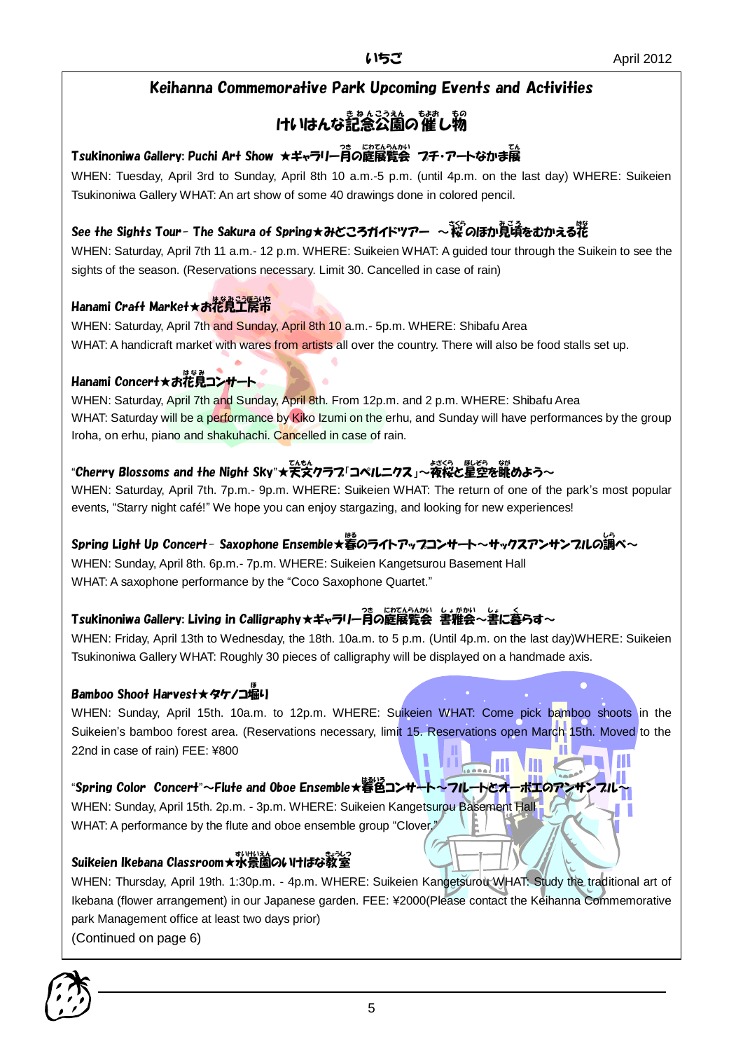## Keihanna Commemorative Park Upcoming Events and Activities

## けいはんな記念公園の催し物

### Tsukinoniwa Gallery: Puchi Art Show ★ギャラリー月の庭展覧会 プチ・アートなかま展

WHEN: Tuesday, April 3rd to Sunday, April 8th 10 a.m.-5 p.m. (until 4p.m. on the last day) WHERE: Suikeien Tsukinoniwa Gallery WHAT: An art show of some 40 drawings done in colored pencil.

### See the Sights Tour - The Sakura of Spring★みどころガイドツアー ～桜のほか見頃をむかえる花

WHEN: Saturday, April 7th 11 a.m.- 12 p.m. WHERE: Suikeien WHAT: A guided tour through the Suikein to see the sights of the season. (Reservations necessary. Limit 30. Cancelled in case of rain)

### Hanami Craft Market★お花見工房市

WHEN: Saturday, April 7th and Sunday, April 8th 10 a.m.- 5p.m. WHERE: Shibafu Area
WHAT: A handicraft market with wares from artists all over the country. There will also be food stalls set up.

### Hanami Concert★お花見コンサート

WHEN: Saturday, April 7th and Sunday, April 8th. From 12p.m. and 2 p.m. WHERE: Shibafu Area
WHAT: Saturday will be a performance by Kiko Izumi on the erhu, and Sunday will have performances by the group Iroha, on erhu, piano and shakuhachi. Cancelled in case of rain.

### "Cherry Blossoms and the Night Sky"★天文クラブ「コペルニクス」～夜桜と星空を眺めよう～

WHEN: Saturday, April 7th. 7p.m.- 9p.m. WHERE: Suikeien WHAT: The return of one of the park's most popular events, "Starry night café!" We hope you can enjoy stargazing, and looking for new experiences!

### Spring Light Up Concert - Saxophone Ensemble★春のライトアップコンサート～サックスアンサンブルの調べ～

WHEN: Sunday, April 8th. 6p.m.- 7p.m. WHERE: Suikeien Kangetsurou Basement Hall
WHAT: A saxophone performance by the "Coco Saxophone Quartet."

### Tsukinoniwa Gallery: Living in Calligraphy★ギャラリー月の庭展覧会 書雅会～書に暮らす～

WHEN: Friday, April 13th to Wednesday, the 18th. 10a.m. to 5 p.m. (Until 4p.m. on the last day)WHERE: Suikeien Tsukinoniwa Gallery WHAT: Roughly 30 pieces of calligraphy will be displayed on a handmade axis.

### Bamboo Shoot Harvest★タケノコ掘り

WHEN: Sunday, April 15th. 10a.m. to 12p.m. WHERE: Suikeien WHAT: Come pick bamboo shoots in the Suikeien's bamboo forest area. (Reservations necessary, limit 15. Reservations open March 15th. Moved to the 22nd in case of rain) FEE: ¥800

### "Spring Color Concert"～Flute and Oboe Ensemble★春色コンサート～フルートとオーボエのアンサンブル～

WHEN: Sunday, April 15th. 2p.m. - 3p.m. WHERE: Suikeien Kangetsurou Basement Hall
WHAT: A performance by the flute and oboe ensemble group "Clover."

### Suikeien Ikebana Classroom★水景園のいけばな教室

WHEN: Thursday, April 19th. 1:30p.m. - 4p.m. WHERE: Suikeien Kangetsurou WHAT: Study the traditional art of Ikebana (flower arrangement) in our Japanese garden. FEE: ¥2000(Please contact the Keihanna Commemorative park Management office at least two days prior)

(Continued on page 6)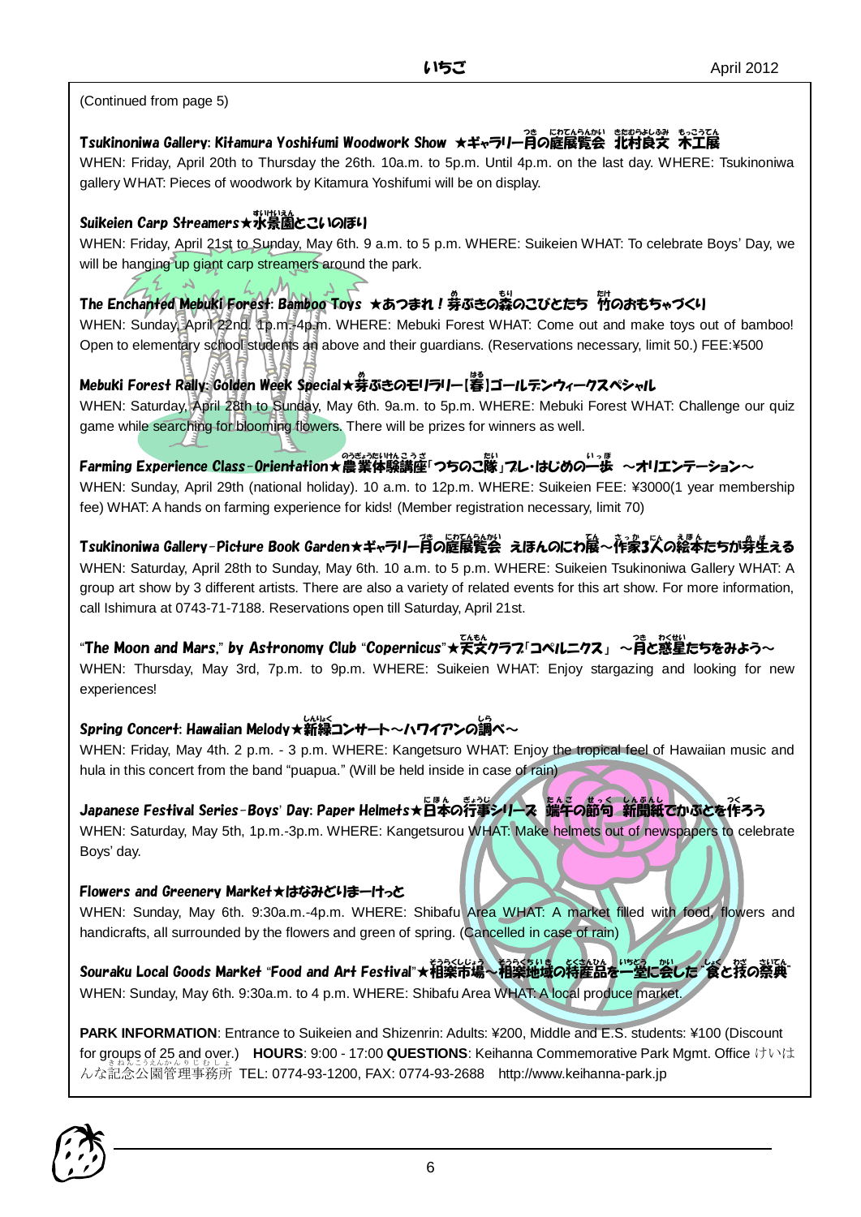(Continued from page 5)

### Tsukinoniwa Gallery: Kitamura Yoshifumi Woodwork Show ★ギャラリー月の庭展覧会 北村良文 木工展

WHEN: Friday, April 20th to Thursday the 26th. 10a.m. to 5p.m. Until 4p.m. on the last day. WHERE: Tsukinoniwa gallery WHAT: Pieces of woodwork by Kitamura Yoshifumi will be on display.

### Suikeien Carp Streamers★水景園とこいのぼり

WHEN: Friday, April 21st to Sunday, May 6th. 9 a.m. to 5 p.m. WHERE: Suikeien WHAT: To celebrate Boys' Day, we will be hanging up giant carp streamers around the park.

### The Enchanted Mebuki Forest: Bamboo Toys ★あつまれ！芽ぶきの森のこびとたち 竹のおもちゃづくり

WHEN: Sunday, April 22nd. 1p.m.-4p.m. WHERE: Mebuki Forest WHAT: Come out and make toys out of bamboo! Open to elementary school students an above and their guardians. (Reservations necessary, limit 50.) FEE:¥500

### Mebuki Forest Rally: Golden Week Special★芽ぶきのモリラリー[春]ゴールデンウィークスペシャル

WHEN: Saturday, April 28th to Sunday, May 6th. 9a.m. to 5p.m. WHERE: Mebuki Forest WHAT: Challenge our quiz game while searching for blooming flowers. There will be prizes for winners as well.

### Farming Experience Class-Orientation★農業体験講座「つちのこ隊」プレ・はじめの一歩 ～オリエンテーション～

WHEN: Sunday, April 29th (national holiday). 10 a.m. to 12p.m. WHERE: Suikeien FEE: ¥3000(1 year membership fee) WHAT: A hands on farming experience for kids! (Member registration necessary, limit 70)

### Tsukinoniwa Gallery-Picture Book Garden★ギャラリー月の庭展覧会 えほんのにわ展～作家3人の絵本たちが芽生える

WHEN: Saturday, April 28th to Sunday, May 6th. 10 a.m. to 5 p.m. WHERE: Suikeien Tsukinoniwa Gallery WHAT: A group art show by 3 different artists. There are also a variety of related events for this art show. For more information, call Ishimura at 0743-71-7188. Reservations open till Saturday, April 21st.

### "The Moon and Mars," by Astronomy Club "Copernicus"★天文クラブ「コペルニクス」 ～月と惑星たちをみよう～

WHEN: Thursday, May 3rd, 7p.m. to 9p.m. WHERE: Suikeien WHAT: Enjoy stargazing and looking for new experiences!

### Spring Concert: Hawaiian Melody★新緑コンサート～ハワイアンの調べ～

WHEN: Friday, May 4th. 2 p.m. - 3 p.m. WHERE: Kangetsuro WHAT: Enjoy the tropical feel of Hawaiian music and hula in this concert from the band "puapua." (Will be held inside in case of rain)

### Japanese Festival Series-Boys' Day: Paper Helmets★日本の行事シリーズ 端午の節句 新聞紙でかぶとを作ろう

WHEN: Saturday, May 5th, 1p.m.-3p.m. WHERE: Kangetsurou WHAT: Make helmets out of newspapers to celebrate Boys' day.

### Flowers and Greenery Market★はなみどりまーけっと

WHEN: Sunday, May 6th. 9:30a.m.-4p.m. WHERE: Shibafu Area WHAT: A market filled with food, flowers and handicrafts, all surrounded by the flowers and green of spring. (Cancelled in case of rain)

### Souraku Local Goods Market "Food and Art Festival"★相楽市場～相楽地域の特産品を一堂に会した"食と技の祭典"

WHEN: Sunday, May 6th. 9:30a.m. to 4 p.m. WHERE: Shibafu Area WHAT: A local produce market.

**PARK INFORMATION**: Entrance to Suikeien and Shizenrin: Adults: ¥200, Middle and E.S. students: ¥100 (Discount for groups of 25 and over.) **HOURS**: 9:00 - 17:00 **QUESTIONS**: Keihanna Commemorative Park Mgmt. Office けいはんな記念公園管理事務所 TEL: 0774-93-1200, FAX: 0774-93-2688 http://www.keihanna-park.jp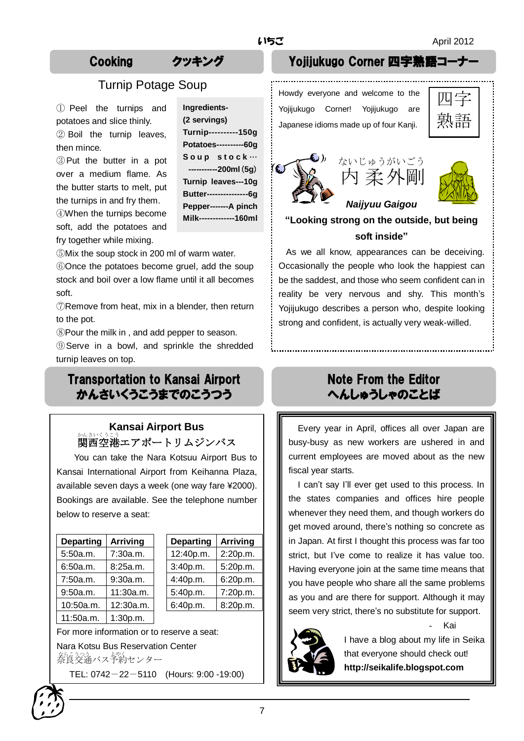## Cooking クッキング

### Turnip Potage Soup

**Ingredients-**
**(2 servings)**
**Turnip----------150g**
**Potatoes----------60g**
**Soup stock…**
**-----------200ml (5g)**
**Turnip leaves---10g**
**Butter---------------6g**
**Pepper-------A pinch**
**Milk-------------160ml**

① Peel the turnips and potatoes and slice thinly.
② Boil the turnip leaves, then mince.
③Put the butter in a pot over a medium flame. As the butter starts to melt, put the turnips in and fry them.
④When the turnips become soft, add the potatoes and fry together while mixing.
⑤Mix the soup stock in 200 ml of warm water.
⑥Once the potatoes become gruel, add the soup stock and boil over a low flame until it all becomes soft.
⑦Remove from heat, mix in a blender, then return to the pot.
⑧Pour the milk in , and add pepper to season.
⑨Serve in a bowl, and sprinkle the shredded turnip leaves on top.

## Yojijukugo Corner 四字熟語コーナー

Howdy everyone and welcome to the Yojijukugo Corner! Yojijukugo are Japanese idioms made up of four Kanji.

四字熟語

ないじゅうがいごう
内柔外剛

***Naijyuu Gaigou***

**"Looking strong on the outside, but being soft inside"**

As we all know, appearances can be deceiving. Occasionally the people who look the happiest can be the saddest, and those who seem confident can in reality be very nervous and shy. This month's Yojijukugo describes a person who, despite looking strong and confident, is actually very weak-willed.

## Transportation to Kansai Airport かんさいくうこうまでのこうつう

### Kansai Airport Bus

関西空港(かんさいくうこう)エアポートリムジンバス

You can take the Nara Kotsuu Airport Bus to Kansai International Airport from Keihanna Plaza, available seven days a week (one way fare ¥2000). Bookings are available. See the telephone number below to reserve a seat:

| Departing | Arriving |
|---|---|
| 5:50a.m. | 7:30a.m. |
| 6:50a.m. | 8:25a.m. |
| 7:50a.m. | 9:30a.m. |
| 9:50a.m. | 11:30a.m. |
| 10:50a.m. | 12:30a.m. |
| 11:50a.m. | 1:30p.m. |

| Departing | Arriving |
|---|---|
| 12:40p.m. | 2:20p.m. |
| 3:40p.m. | 5:20p.m. |
| 4:40p.m. | 6:20p.m. |
| 5:40p.m. | 7:20p.m. |
| 6:40p.m. | 8:20p.m. |

For more information or to reserve a seat:

Nara Kotsu Bus Reservation Center
奈良交通(ならこうつう)バス予約(よやく)センター

TEL: 0742－22－5110 (Hours: 9:00 -19:00)

## Note From the Editor へんしゅうしゃのことば

Every year in April, offices all over Japan are busy-busy as new workers are ushered in and current employees are moved about as the new fiscal year starts.

I can't say I'll ever get used to this process. In the states companies and offices hire people whenever they need them, and though workers do get moved around, there's nothing so concrete as in Japan. At first I thought this process was far too strict, but I've come to realize it has value too. Having everyone join at the same time means that you have people who share all the same problems as you and are there for support. Although it may seem very strict, there's no substitute for support.

\- Kai

I have a blog about my life in Seika that everyone should check out!
**http://seikalife.blogspot.com**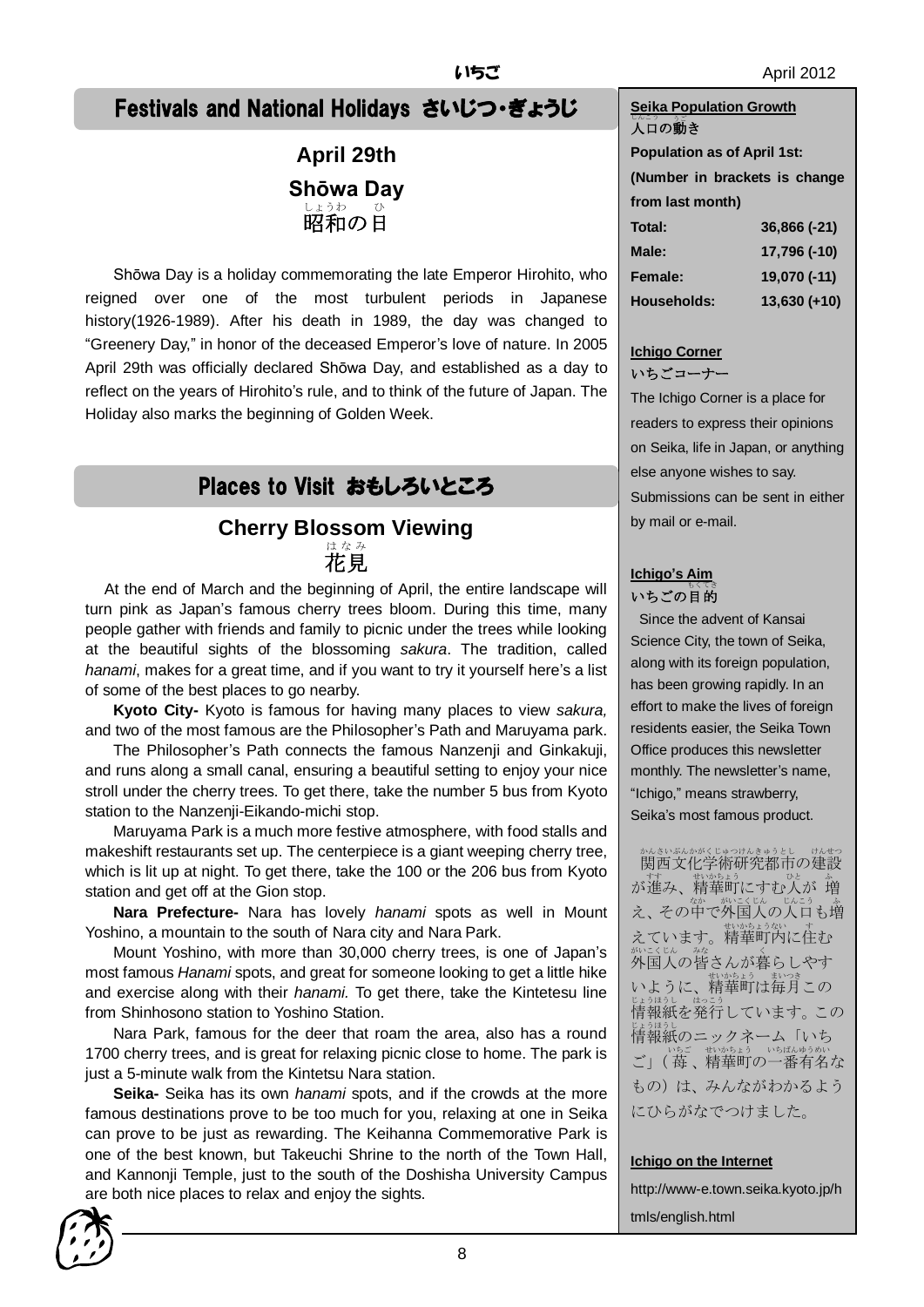## Festivals and National Holidays さいじつ・ぎょうじ

### April 29th

### Shōwa Day

### 昭和の日

Shōwa Day is a holiday commemorating the late Emperor Hirohito, who reigned over one of the most turbulent periods in Japanese history(1926-1989). After his death in 1989, the day was changed to "Greenery Day," in honor of the deceased Emperor's love of nature. In 2005 April 29th was officially declared Shōwa Day, and established as a day to reflect on the years of Hirohito's rule, and to think of the future of Japan. The Holiday also marks the beginning of Golden Week.

## Places to Visit おもしろいところ

### Cherry Blossom Viewing

### 花見

At the end of March and the beginning of April, the entire landscape will turn pink as Japan's famous cherry trees bloom. During this time, many people gather with friends and family to picnic under the trees while looking at the beautiful sights of the blossoming *sakura*. The tradition, called *hanami*, makes for a great time, and if you want to try it yourself here's a list of some of the best places to go nearby.

**Kyoto City-** Kyoto is famous for having many places to view *sakura,* and two of the most famous are the Philosopher's Path and Maruyama park.

The Philosopher's Path connects the famous Nanzenji and Ginkakuji, and runs along a small canal, ensuring a beautiful setting to enjoy your nice stroll under the cherry trees. To get there, take the number 5 bus from Kyoto station to the Nanzenji-Eikando-michi stop.

Maruyama Park is a much more festive atmosphere, with food stalls and makeshift restaurants set up. The centerpiece is a giant weeping cherry tree, which is lit up at night. To get there, take the 100 or the 206 bus from Kyoto station and get off at the Gion stop.

**Nara Prefecture-** Nara has lovely *hanami* spots as well in Mount Yoshino, a mountain to the south of Nara city and Nara Park.

Mount Yoshino, with more than 30,000 cherry trees, is one of Japan's most famous *Hanami* spots, and great for someone looking to get a little hike and exercise along with their *hanami.* To get there, take the Kintetesu line from Shinhosono station to Yoshino Station.

Nara Park, famous for the deer that roam the area, also has a round 1700 cherry trees, and is great for relaxing picnic close to home. The park is just a 5-minute walk from the Kintetsu Nara station.

**Seika-** Seika has its own *hanami* spots, and if the crowds at the more famous destinations prove to be too much for you, relaxing at one in Seika can prove to be just as rewarding. The Keihanna Commemorative Park is one of the best known, but Takeuchi Shrine to the north of the Town Hall, and Kannonji Temple, just to the south of the Doshisha University Campus are both nice places to relax and enjoy the sights.

**Seika Population Growth**
**人口の動き**

**Population as of April 1st:**
**(Number in brackets is change from last month)**

| | |
|---|---|
| **Total:** | **36,866 (-21)** |
| **Male:** | **17,796 (-10)** |
| **Female:** | **19,070 (-11)** |
| **Households:** | **13,630 (+10)** |

**Ichigo Corner**
**いちごコーナー**

The Ichigo Corner is a place for readers to express their opinions on Seika, life in Japan, or anything else anyone wishes to say. Submissions can be sent in either by mail or e-mail.

**Ichigo's Aim**
**いちごの目的**

Since the advent of Kansai Science City, the town of Seika, along with its foreign population, has been growing rapidly. In an effort to make the lives of foreign residents easier, the Seika Town Office produces this newsletter monthly. The newsletter's name, "Ichigo," means strawberry, Seika's most famous product.

関西文化学術研究都市の建設が進み、精華町にすむ人が増え、その中で外国人の人口も増えています。精華町内に住む外国人の皆さんが暮らしやすいように、精華町は毎月この情報紙を発行しています。この情報紙のニックネーム「いちご」（苺、精華町の一番有名なもの）は、みんながわかるようにひらがなでつけました。

**Ichigo on the Internet**

http://www-e.town.seika.kyoto.jp/htmls/english.html